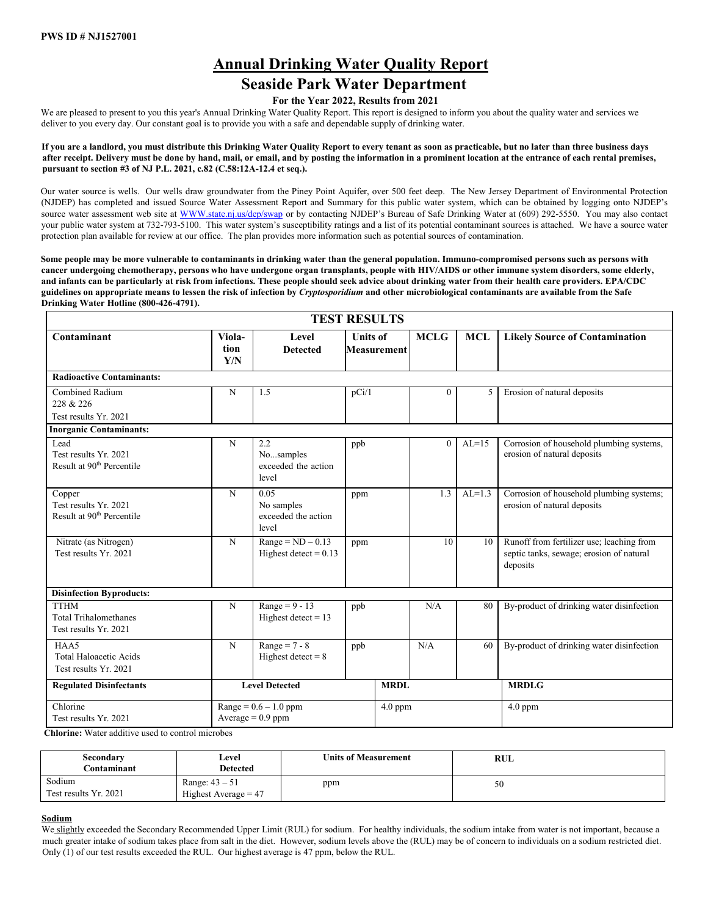**PWS ID # NJ1527001**

# Annual Drinking Water Quality Report

## Seaside Park Water Department

### For the Year 2022, Results from 2021

We are pleased to present to you this year's Annual Drinking Water Quality Report. This report is designed to inform you about the quality water and services we deliver to you every day. Our constant goal is to provide you with a safe and dependable supply of drinking water.

**If you are a landlord, you must distribute this Drinking Water Quality Report to every tenant as soon as practicable, but no later than three business days after receipt. Delivery must be done by hand, mail, or email, and by posting the information in a prominent location at the entrance of each rental premises, pursuant to section #3 of NJ P.L. 2021, c.82 (C.58:12A-12.4 et seq.).**

Our water source is wells. Our wells draw groundwater from the Piney Point Aquifer, over 500 feet deep. The New Jersey Department of Environmental Protection (NJDEP) has completed and issued Source Water Assessment Report and Summary for this public water system, which can be obtained by logging onto NJDEP's source water assessment web site at WWW.state.nj.us/dep/swap or by contacting NJDEP's Bureau of Safe Drinking Water at (609) 292-5550. You may also contact your public water system at 732-793-5100. This water system's susceptibility ratings and a list of its potential contaminant sources is attached. We have a source water protection plan available for review at our office. The plan provides more information such as potential sources of contamination.

**Some people may be more vulnerable to contaminants in drinking water than the general population. Immuno-compromised persons such as persons with cancer undergoing chemotherapy, persons who have undergone organ transplants, people with HIV/AIDS or other immune system disorders, some elderly, and infants can be particularly at risk from infections. These people should seek advice about drinking water from their health care providers. EPA/CDC guidelines on appropriate means to lessen the risk of infection by *Cryptosporidium* and other microbiological contaminants are available from the Safe Drinking Water Hotline (800-426-4791).**

| TEST RESULTS | | | | | | |
|---|---|---|---|---|---|---|
| **Contaminant** | **Violation Y/N** | **Level Detected** | **Units of Measurement** | **MCLG** | **MCL** | **Likely Source of Contamination** |
| **Radioactive Contaminants:** | | | | | | |
| Combined Radium 228 & 226<br>Test results Yr. 2021 | N | 1.5 | pCi/1 | 0 | 5 | Erosion of natural deposits |
| **Inorganic Contaminants:** | | | | | | |
| Lead<br>Test results Yr. 2021<br>Result at 90th Percentile | N | 2.2<br>No...samples exceeded the action level | ppb | 0 | AL=15 | Corrosion of household plumbing systems, erosion of natural deposits |
| Copper<br>Test results Yr. 2021<br>Result at 90th Percentile | N | 0.05<br>No samples exceeded the action level | ppm | 1.3 | AL=1.3 | Corrosion of household plumbing systems; erosion of natural deposits |
| Nitrate (as Nitrogen)<br>Test results Yr. 2021 | N | Range = ND – 0.13<br>Highest detect = 0.13 | ppm | 10 | 10 | Runoff from fertilizer use; leaching from septic tanks, sewage; erosion of natural deposits |
| **Disinfection Byproducts:** | | | | | | |
| TTHM<br>Total Trihalomethanes<br>Test results Yr. 2021 | N | Range = 9 - 13<br>Highest detect = 13 | ppb | N/A | 80 | By-product of drinking water disinfection |
| HAA5<br>Total Haloacetic Acids<br>Test results Yr. 2021 | N | Range = 7 - 8<br>Highest detect = 8 | ppb | N/A | 60 | By-product of drinking water disinfection |
| **Regulated Disinfectants** | **Level Detected** | | **MRDL** | | | **MRDLG** |
| Chlorine<br>Test results Yr. 2021 | Range = 0.6 – 1.0 ppm<br>Average = 0.9 ppm | | 4.0 ppm | | | 4.0 ppm |

**Chlorine:** Water additive used to control microbes

| Secondary Contaminant | Level Detected | Units of Measurement | RUL |
|---|---|---|---|
| Sodium<br>Test results Yr. 2021 | Range: 43 – 51<br>Highest Average = 47 | ppm | 50 |

**Sodium**

We slightly exceeded the Secondary Recommended Upper Limit (RUL) for sodium. For healthy individuals, the sodium intake from water is not important, because a much greater intake of sodium takes place from salt in the diet. However, sodium levels above the (RUL) may be of concern to individuals on a sodium restricted diet. Only (1) of our test results exceeded the RUL. Our highest average is 47 ppm, below the RUL.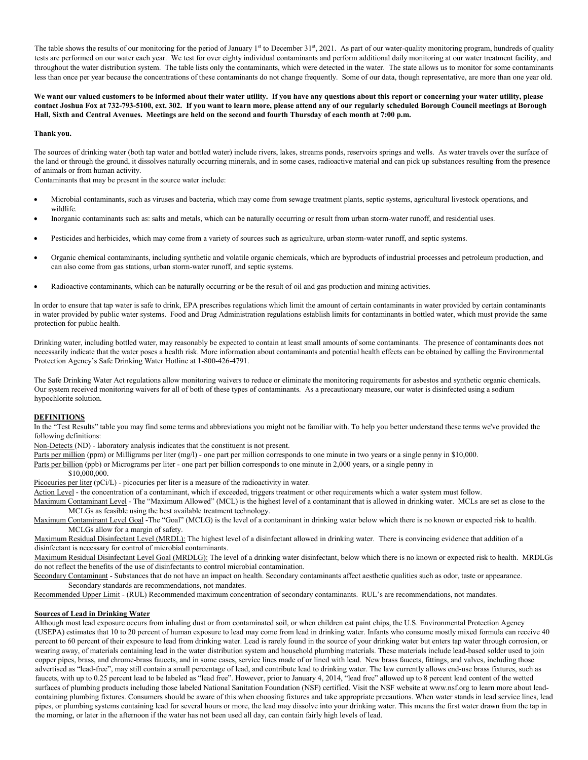The table shows the results of our monitoring for the period of January 1st to December 31st, 2021. As part of our water-quality monitoring program, hundreds of quality tests are performed on our water each year. We test for over eighty individual contaminants and perform additional daily monitoring at our water treatment facility, and throughout the water distribution system. The table lists only the contaminants, which were detected in the water. The state allows us to monitor for some contaminants less than once per year because the concentrations of these contaminants do not change frequently. Some of our data, though representative, are more than one year old.

**We want our valued customers to be informed about their water utility. If you have any questions about this report or concerning your water utility, please contact Joshua Fox at 732-793-5100, ext. 302. If you want to learn more, please attend any of our regularly scheduled Borough Council meetings at Borough Hall, Sixth and Central Avenues. Meetings are held on the second and fourth Thursday of each month at 7:00 p.m.**

**Thank you.**

The sources of drinking water (both tap water and bottled water) include rivers, lakes, streams ponds, reservoirs springs and wells. As water travels over the surface of the land or through the ground, it dissolves naturally occurring minerals, and in some cases, radioactive material and can pick up substances resulting from the presence of animals or from human activity.

Contaminants that may be present in the source water include:

- Microbial contaminants, such as viruses and bacteria, which may come from sewage treatment plants, septic systems, agricultural livestock operations, and wildlife.
- Inorganic contaminants such as: salts and metals, which can be naturally occurring or result from urban storm-water runoff, and residential uses.
- Pesticides and herbicides, which may come from a variety of sources such as agriculture, urban storm-water runoff, and septic systems.
- Organic chemical contaminants, including synthetic and volatile organic chemicals, which are byproducts of industrial processes and petroleum production, and can also come from gas stations, urban storm-water runoff, and septic systems.
- Radioactive contaminants, which can be naturally occurring or be the result of oil and gas production and mining activities.

In order to ensure that tap water is safe to drink, EPA prescribes regulations which limit the amount of certain contaminants in water provided by certain contaminants in water provided by public water systems. Food and Drug Administration regulations establish limits for contaminants in bottled water, which must provide the same protection for public health.

Drinking water, including bottled water, may reasonably be expected to contain at least small amounts of some contaminants. The presence of contaminants does not necessarily indicate that the water poses a health risk. More information about contaminants and potential health effects can be obtained by calling the Environmental Protection Agency's Safe Drinking Water Hotline at 1-800-426-4791.

The Safe Drinking Water Act regulations allow monitoring waivers to reduce or eliminate the monitoring requirements for asbestos and synthetic organic chemicals. Our system received monitoring waivers for all of both of these types of contaminants. As a precautionary measure, our water is disinfected using a sodium hypochlorite solution.

## DEFINITIONS

In the "Test Results" table you may find some terms and abbreviations you might not be familiar with. To help you better understand these terms we've provided the following definitions:

Non-Detects (ND) - laboratory analysis indicates that the constituent is not present.

Parts per million (ppm) or Milligrams per liter (mg/l) - one part per million corresponds to one minute in two years or a single penny in $10,000.

Parts per billion (ppb) or Micrograms per liter - one part per billion corresponds to one minute in 2,000 years, or a single penny in $10,000,000.

Picocuries per liter (pCi/L) - picocuries per liter is a measure of the radioactivity in water.

Action Level - the concentration of a contaminant, which if exceeded, triggers treatment or other requirements which a water system must follow.

Maximum Contaminant Level - The "Maximum Allowed" (MCL) is the highest level of a contaminant that is allowed in drinking water. MCLs are set as close to the MCLGs as feasible using the best available treatment technology.

Maximum Contaminant Level Goal -The "Goal" (MCLG) is the level of a contaminant in drinking water below which there is no known or expected risk to health. MCLGs allow for a margin of safety.

Maximum Residual Disinfectant Level (MRDL): The highest level of a disinfectant allowed in drinking water. There is convincing evidence that addition of a disinfectant is necessary for control of microbial contaminants.

Maximum Residual Disinfectant Level Goal (MRDLG): The level of a drinking water disinfectant, below which there is no known or expected risk to health. MRDLGs do not reflect the benefits of the use of disinfectants to control microbial contamination.

Secondary Contaminant - Substances that do not have an impact on health. Secondary contaminants affect aesthetic qualities such as odor, taste or appearance. Secondary standards are recommendations, not mandates.

Recommended Upper Limit - (RUL) Recommended maximum concentration of secondary contaminants. RUL's are recommendations, not mandates.

## Sources of Lead in Drinking Water

Although most lead exposure occurs from inhaling dust or from contaminated soil, or when children eat paint chips, the U.S. Environmental Protection Agency (USEPA) estimates that 10 to 20 percent of human exposure to lead may come from lead in drinking water. Infants who consume mostly mixed formula can receive 40 percent to 60 percent of their exposure to lead from drinking water. Lead is rarely found in the source of your drinking water but enters tap water through corrosion, or wearing away, of materials containing lead in the water distribution system and household plumbing materials. These materials include lead-based solder used to join copper pipes, brass, and chrome-brass faucets, and in some cases, service lines made of or lined with lead. New brass faucets, fittings, and valves, including those advertised as "lead-free", may still contain a small percentage of lead, and contribute lead to drinking water. The law currently allows end-use brass fixtures, such as faucets, with up to 0.25 percent lead to be labeled as "lead free". However, prior to January 4, 2014, "lead free" allowed up to 8 percent lead content of the wetted surfaces of plumbing products including those labeled National Sanitation Foundation (NSF) certified. Visit the NSF website at www.nsf.org to learn more about lead-containing plumbing fixtures. Consumers should be aware of this when choosing fixtures and take appropriate precautions. When water stands in lead service lines, lead pipes, or plumbing systems containing lead for several hours or more, the lead may dissolve into your drinking water. This means the first water drawn from the tap in the morning, or later in the afternoon if the water has not been used all day, can contain fairly high levels of lead.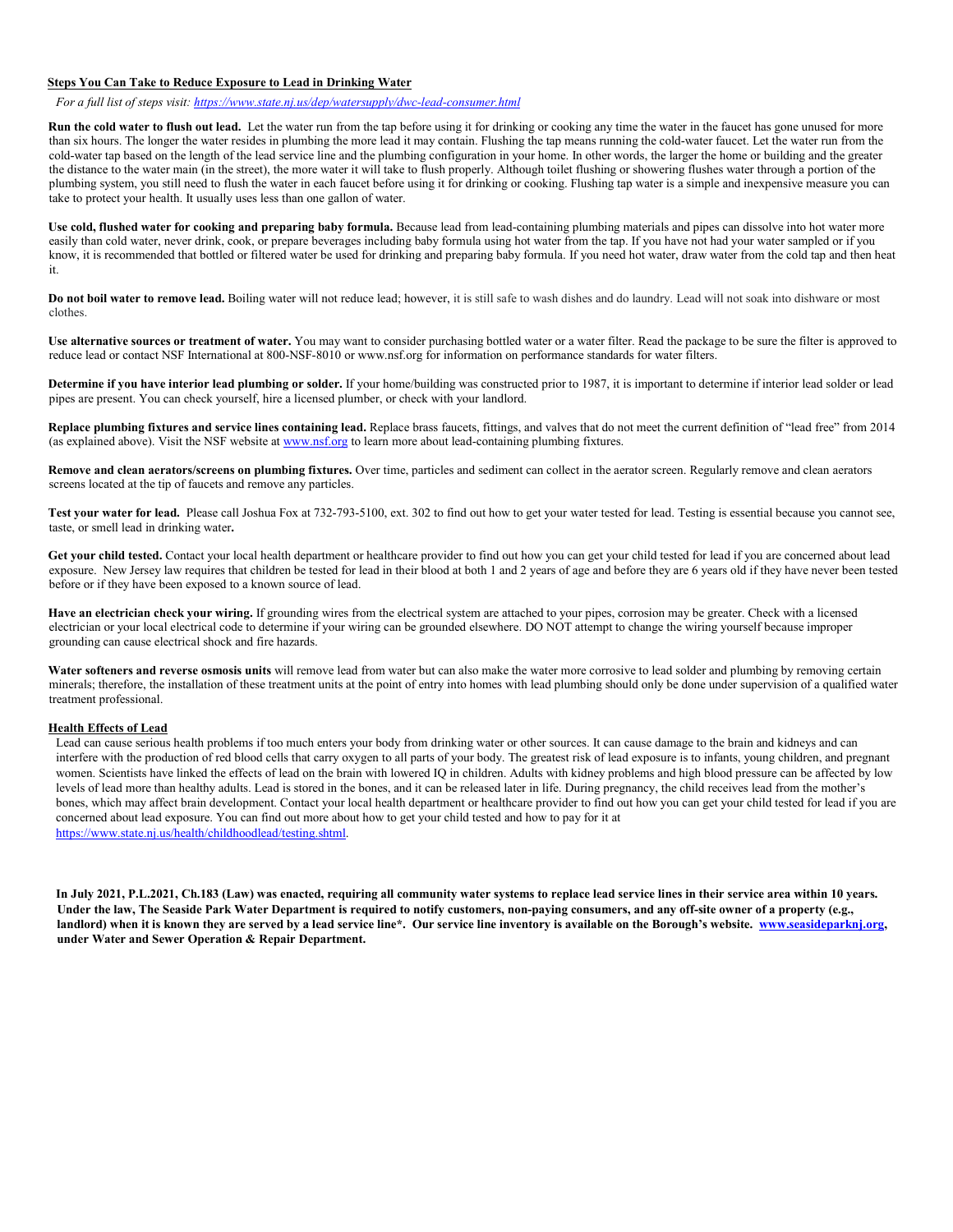## Steps You Can Take to Reduce Exposure to Lead in Drinking Water

*For a full list of steps visit: https://www.state.nj.us/dep/watersupply/dwc-lead-consumer.html*

**Run the cold water to flush out lead.** Let the water run from the tap before using it for drinking or cooking any time the water in the faucet has gone unused for more than six hours. The longer the water resides in plumbing the more lead it may contain. Flushing the tap means running the cold-water faucet. Let the water run from the cold-water tap based on the length of the lead service line and the plumbing configuration in your home. In other words, the larger the home or building and the greater the distance to the water main (in the street), the more water it will take to flush properly. Although toilet flushing or showering flushes water through a portion of the plumbing system, you still need to flush the water in each faucet before using it for drinking or cooking. Flushing tap water is a simple and inexpensive measure you can take to protect your health. It usually uses less than one gallon of water.

**Use cold, flushed water for cooking and preparing baby formula.** Because lead from lead-containing plumbing materials and pipes can dissolve into hot water more easily than cold water, never drink, cook, or prepare beverages including baby formula using hot water from the tap. If you have not had your water sampled or if you know, it is recommended that bottled or filtered water be used for drinking and preparing baby formula. If you need hot water, draw water from the cold tap and then heat it.

**Do not boil water to remove lead.** Boiling water will not reduce lead; however, it is still safe to wash dishes and do laundry. Lead will not soak into dishware or most clothes.

**Use alternative sources or treatment of water.** You may want to consider purchasing bottled water or a water filter. Read the package to be sure the filter is approved to reduce lead or contact NSF International at 800-NSF-8010 or www.nsf.org for information on performance standards for water filters.

**Determine if you have interior lead plumbing or solder.** If your home/building was constructed prior to 1987, it is important to determine if interior lead solder or lead pipes are present. You can check yourself, hire a licensed plumber, or check with your landlord.

**Replace plumbing fixtures and service lines containing lead.** Replace brass faucets, fittings, and valves that do not meet the current definition of "lead free" from 2014 (as explained above). Visit the NSF website at www.nsf.org to learn more about lead-containing plumbing fixtures.

**Remove and clean aerators/screens on plumbing fixtures.** Over time, particles and sediment can collect in the aerator screen. Regularly remove and clean aerators screens located at the tip of faucets and remove any particles.

**Test your water for lead.** Please call Joshua Fox at 732-793-5100, ext. 302 to find out how to get your water tested for lead. Testing is essential because you cannot see, taste, or smell lead in drinking water**.**

**Get your child tested.** Contact your local health department or healthcare provider to find out how you can get your child tested for lead if you are concerned about lead exposure. New Jersey law requires that children be tested for lead in their blood at both 1 and 2 years of age and before they are 6 years old if they have never been tested before or if they have been exposed to a known source of lead.

**Have an electrician check your wiring.** If grounding wires from the electrical system are attached to your pipes, corrosion may be greater. Check with a licensed electrician or your local electrical code to determine if your wiring can be grounded elsewhere. DO NOT attempt to change the wiring yourself because improper grounding can cause electrical shock and fire hazards.

**Water softeners and reverse osmosis units** will remove lead from water but can also make the water more corrosive to lead solder and plumbing by removing certain minerals; therefore, the installation of these treatment units at the point of entry into homes with lead plumbing should only be done under supervision of a qualified water treatment professional.

## Health Effects of Lead

Lead can cause serious health problems if too much enters your body from drinking water or other sources. It can cause damage to the brain and kidneys and can interfere with the production of red blood cells that carry oxygen to all parts of your body. The greatest risk of lead exposure is to infants, young children, and pregnant women. Scientists have linked the effects of lead on the brain with lowered IQ in children. Adults with kidney problems and high blood pressure can be affected by low levels of lead more than healthy adults. Lead is stored in the bones, and it can be released later in life. During pregnancy, the child receives lead from the mother's bones, which may affect brain development. Contact your local health department or healthcare provider to find out how you can get your child tested for lead if you are concerned about lead exposure. You can find out more about how to get your child tested and how to pay for it at https://www.state.nj.us/health/childhoodlead/testing.shtml.

**In July 2021, P.L.2021, Ch.183 (Law) was enacted, requiring all community water systems to replace lead service lines in their service area within 10 years. Under the law, The Seaside Park Water Department is required to notify customers, non-paying consumers, and any off-site owner of a property (e.g., landlord) when it is known they are served by a lead service line\*. Our service line inventory is available on the Borough's website. www.seasideparknj.org, under Water and Sewer Operation & Repair Department.**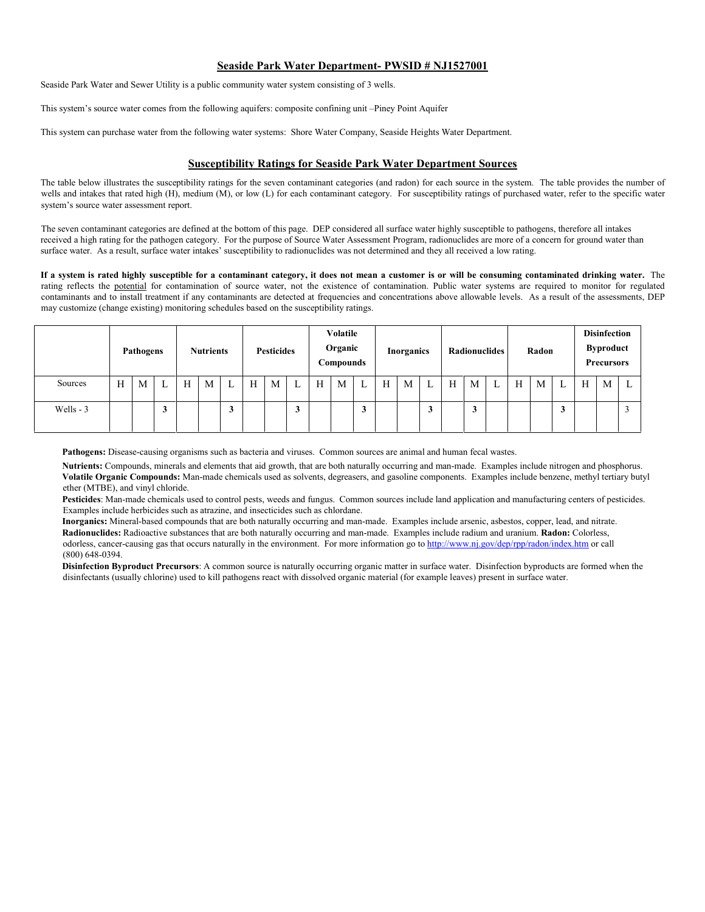## Seaside Park Water Department- PWSID # NJ1527001

Seaside Park Water and Sewer Utility is a public community water system consisting of 3 wells.

This system's source water comes from the following aquifers: composite confining unit –Piney Point Aquifer

This system can purchase water from the following water systems: Shore Water Company, Seaside Heights Water Department.

## Susceptibility Ratings for Seaside Park Water Department Sources

The table below illustrates the susceptibility ratings for the seven contaminant categories (and radon) for each source in the system. The table provides the number of wells and intakes that rated high (H), medium (M), or low (L) for each contaminant category. For susceptibility ratings of purchased water, refer to the specific water system's source water assessment report.

The seven contaminant categories are defined at the bottom of this page. DEP considered all surface water highly susceptible to pathogens, therefore all intakes received a high rating for the pathogen category. For the purpose of Source Water Assessment Program, radionuclides are more of a concern for ground water than surface water. As a result, surface water intakes' susceptibility to radionuclides was not determined and they all received a low rating.

**If a system is rated highly susceptible for a contaminant category, it does not mean a customer is or will be consuming contaminated drinking water.** The rating reflects the potential for contamination of source water, not the existence of contamination. Public water systems are required to monitor for regulated contaminants and to install treatment if any contaminants are detected at frequencies and concentrations above allowable levels. As a result of the assessments, DEP may customize (change existing) monitoring schedules based on the susceptibility ratings.

| | **Pathogens** | | | **Nutrients** | | | **Pesticides** | | | **Volatile Organic Compounds** | | | **Inorganics** | | | **Radionuclides** | | | **Radon** | | | **Disinfection Byproduct Precursors** | | |
|---|---|---|---|---|---|---|---|---|---|---|---|---|---|---|---|---|---|---|---|---|---|---|---|---|
| Sources | H | M | L | H | M | L | H | M | L | H | M | L | H | M | L | H | M | L | H | M | L | H | M | L |
| Wells - 3 | | | **3** | | | **3** | | | **3** | | | **3** | | | **3** | | **3** | | | | **3** | | | 3 |

**Pathogens:** Disease-causing organisms such as bacteria and viruses. Common sources are animal and human fecal wastes.

**Nutrients:** Compounds, minerals and elements that aid growth, that are both naturally occurring and man-made. Examples include nitrogen and phosphorus.

**Volatile Organic Compounds:** Man-made chemicals used as solvents, degreasers, and gasoline components. Examples include benzene, methyl tertiary butyl ether (MTBE), and vinyl chloride.

**Pesticides**: Man-made chemicals used to control pests, weeds and fungus. Common sources include land application and manufacturing centers of pesticides. Examples include herbicides such as atrazine, and insecticides such as chlordane.

**Inorganics:** Mineral-based compounds that are both naturally occurring and man-made. Examples include arsenic, asbestos, copper, lead, and nitrate.

**Radionuclides:** Radioactive substances that are both naturally occurring and man-made. Examples include radium and uranium. **Radon:** Colorless, odorless, cancer-causing gas that occurs naturally in the environment. For more information go to http://www.nj.gov/dep/rpp/radon/index.htm or call (800) 648-0394.

**Disinfection Byproduct Precursors**: A common source is naturally occurring organic matter in surface water. Disinfection byproducts are formed when the disinfectants (usually chlorine) used to kill pathogens react with dissolved organic material (for example leaves) present in surface water.